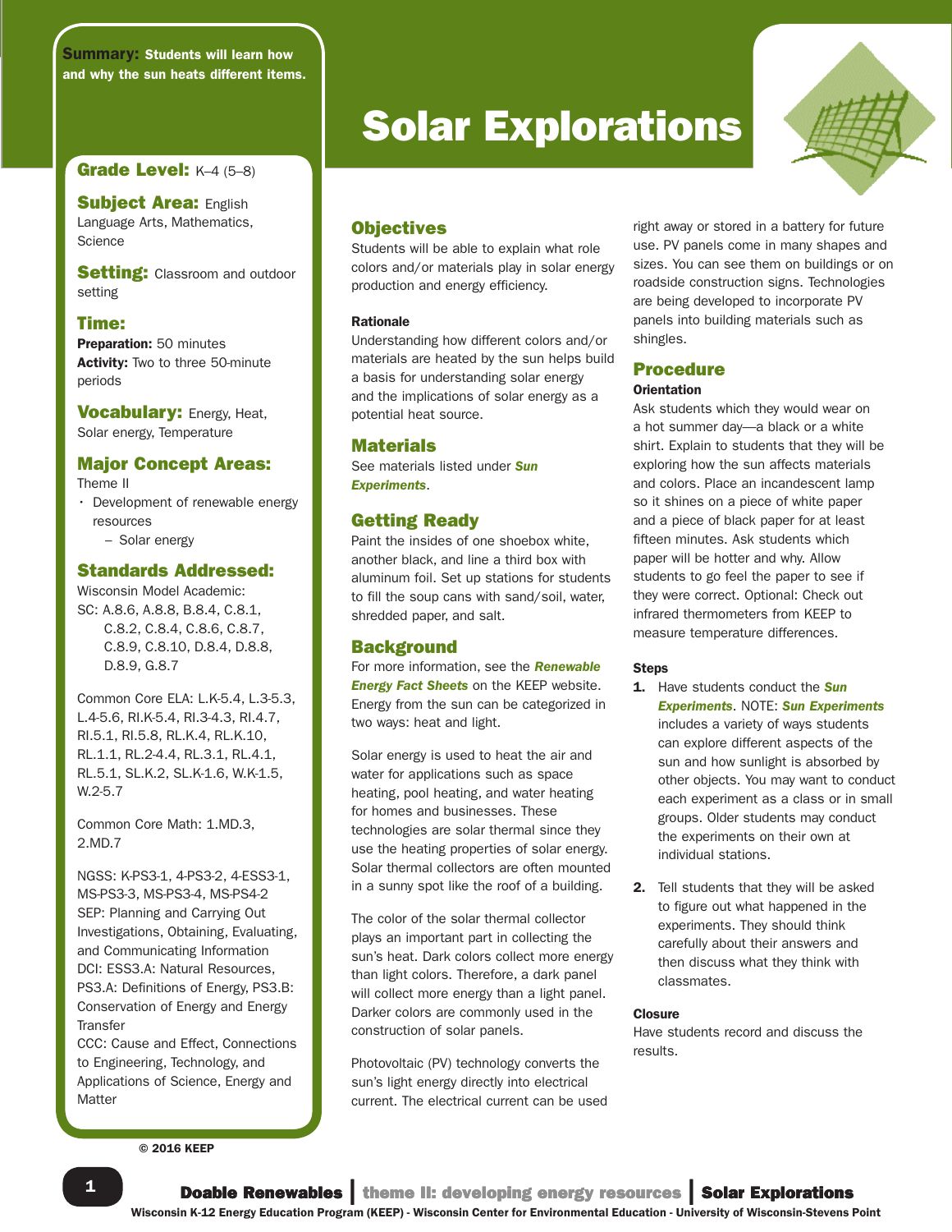**Summary:** Students will learn how and why the sun heats different items.

# Solar Explorations

## Grade Level: K–4 (5–8)

## Subject Area: English Language Arts, Mathematics, Science

## Setting: Classroom and outdoor setting

## Time:

**Preparation:** 50 minutes

**Activity:** Two to three 50-minute periods

## Vocabulary: Energy, Heat, Solar energy, Temperature

## Major Concept Areas:

Theme II

- Development of renewable energy resources
  - Solar energy

## Standards Addressed:

Wisconsin Model Academic:

SC: A.8.6, A.8.8, B.8.4, C.8.1, C.8.2, C.8.4, C.8.6, C.8.7, C.8.9, C.8.10, D.8.4, D.8.8, D.8.9, G.8.7

Common Core ELA: L.K-5.4, L.3-5.3, L.4-5.6, RI.K-5.4, RI.3-4.3, RI.4.7, RI.5.1, RI.5.8, RL.K.4, RL.K.10, RL.1.1, RL.2-4.4, RL.3.1, RL.4.1, RL.5.1, SL.K.2, SL.K-1.6, W.K-1.5, W.2-5.7

Common Core Math: 1.MD.3, 2.MD.7

NGSS: K-PS3-1, 4-PS3-2, 4-ESS3-1, MS-PS3-3, MS-PS3-4, MS-PS4-2

SEP: Planning and Carrying Out Investigations, Obtaining, Evaluating, and Communicating Information

DCI: ESS3.A: Natural Resources, PS3.A: Definitions of Energy, PS3.B: Conservation of Energy and Energy Transfer

CCC: Cause and Effect, Connections to Engineering, Technology, and Applications of Science, Energy and Matter

© 2016 KEEP

## Objectives

Students will be able to explain what role colors and/or materials play in solar energy production and energy efficiency.

### Rationale

Understanding how different colors and/or materials are heated by the sun helps build a basis for understanding solar energy and the implications of solar energy as a potential heat source.

## Materials

See materials listed under ***Sun Experiments***.

## Getting Ready

Paint the insides of one shoebox white, another black, and line a third box with aluminum foil. Set up stations for students to fill the soup cans with sand/soil, water, shredded paper, and salt.

## Background

For more information, see the ***Renewable Energy Fact Sheets*** on the KEEP website. Energy from the sun can be categorized in two ways: heat and light.

Solar energy is used to heat the air and water for applications such as space heating, pool heating, and water heating for homes and businesses. These technologies are solar thermal since they use the heating properties of solar energy. Solar thermal collectors are often mounted in a sunny spot like the roof of a building.

The color of the solar thermal collector plays an important part in collecting the sun's heat. Dark colors collect more energy than light colors. Therefore, a dark panel will collect more energy than a light panel. Darker colors are commonly used in the construction of solar panels.

Photovoltaic (PV) technology converts the sun's light energy directly into electrical current. The electrical current can be used right away or stored in a battery for future use. PV panels come in many shapes and sizes. You can see them on buildings or on roadside construction signs. Technologies are being developed to incorporate PV panels into building materials such as shingles.

## Procedure

### Orientation

Ask students which they would wear on a hot summer day—a black or a white shirt. Explain to students that they will be exploring how the sun affects materials and colors. Place an incandescent lamp so it shines on a piece of white paper and a piece of black paper for at least fifteen minutes. Ask students which paper will be hotter and why. Allow students to go feel the paper to see if they were correct. Optional: Check out infrared thermometers from KEEP to measure temperature differences.

### Steps

1. Have students conduct the ***Sun Experiments***. NOTE: ***Sun Experiments*** includes a variety of ways students can explore different aspects of the sun and how sunlight is absorbed by other objects. You may want to conduct each experiment as a class or in small groups. Older students may conduct the experiments on their own at individual stations.

2. Tell students that they will be asked to figure out what happened in the experiments. They should think carefully about their answers and then discuss what they think with classmates.

### Closure

Have students record and discuss the results.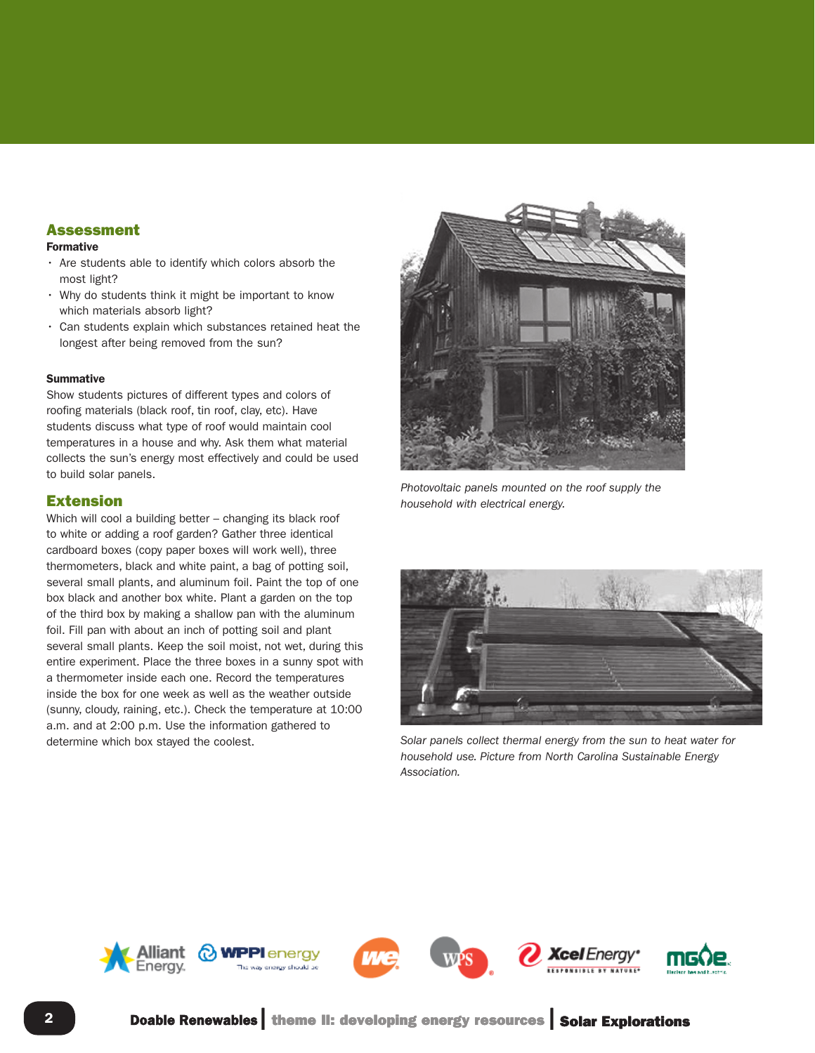## Assessment

**Formative**

- Are students able to identify which colors absorb the most light?
- Why do students think it might be important to know which materials absorb light?
- Can students explain which substances retained heat the longest after being removed from the sun?

**Summative**

Show students pictures of different types and colors of roofing materials (black roof, tin roof, clay, etc). Have students discuss what type of roof would maintain cool temperatures in a house and why. Ask them what material collects the sun's energy most effectively and could be used to build solar panels.

## Extension

Which will cool a building better – changing its black roof to white or adding a roof garden? Gather three identical cardboard boxes (copy paper boxes will work well), three thermometers, black and white paint, a bag of potting soil, several small plants, and aluminum foil. Paint the top of one box black and another box white. Plant a garden on the top of the third box by making a shallow pan with the aluminum foil. Fill pan with about an inch of potting soil and plant several small plants. Keep the soil moist, not wet, during this entire experiment. Place the three boxes in a sunny spot with a thermometer inside each one. Record the temperatures inside the box for one week as well as the weather outside (sunny, cloudy, raining, etc.). Check the temperature at 10:00 a.m. and at 2:00 p.m. Use the information gathered to determine which box stayed the coolest.

*Photovoltaic panels mounted on the roof supply the household with electrical energy.*

*Solar panels collect thermal energy from the sun to heat water for household use. Picture from North Carolina Sustainable Energy Association.*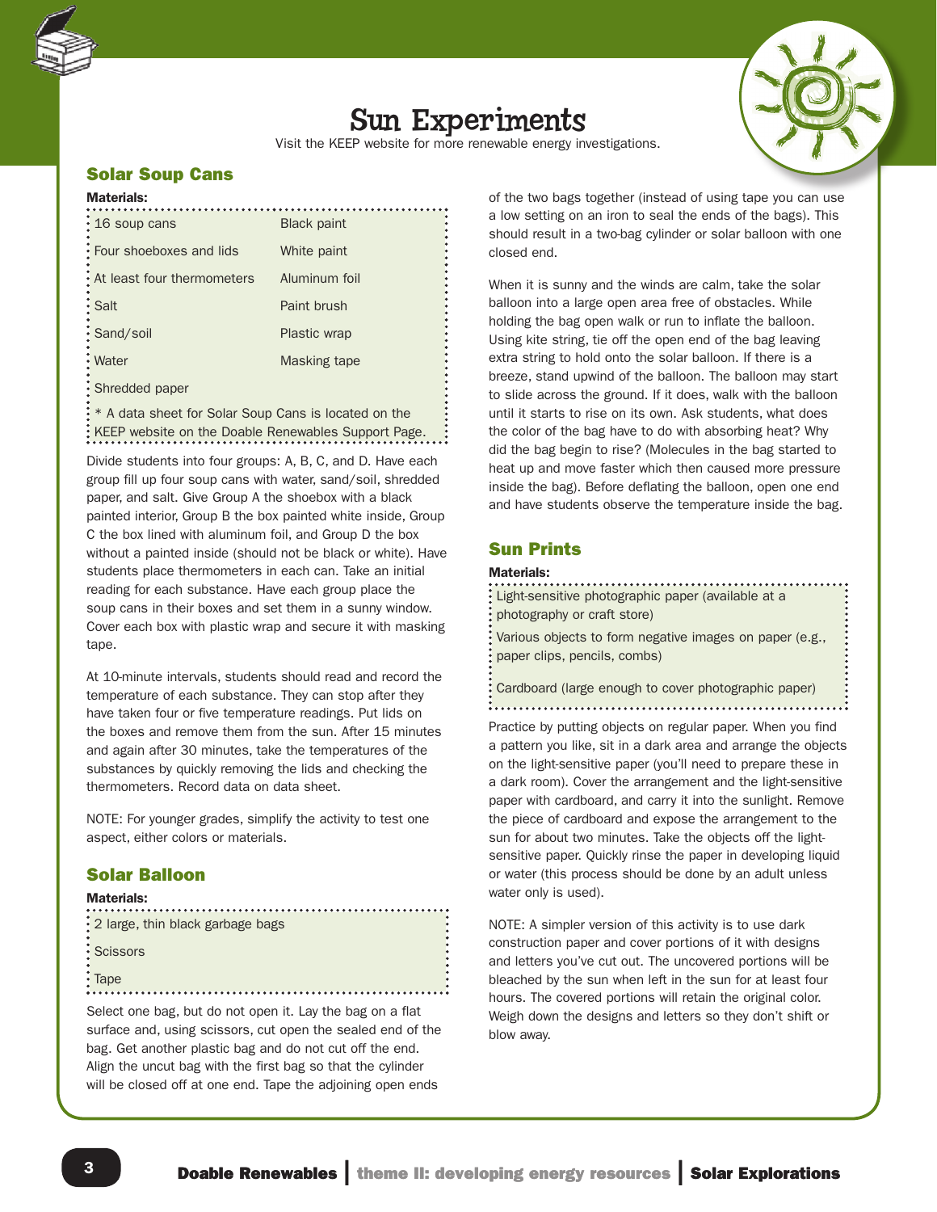# Sun Experiments

Visit the KEEP website for more renewable energy investigations.

## Solar Soup Cans

**Materials:**

| | |
|---|---|
| 16 soup cans | Black paint |
| Four shoeboxes and lids | White paint |
| At least four thermometers | Aluminum foil |
| Salt | Paint brush |
| Sand/soil | Plastic wrap |
| Water | Masking tape |
| Shredded paper | |

* A data sheet for Solar Soup Cans is located on the KEEP website on the Doable Renewables Support Page.

Divide students into four groups: A, B, C, and D. Have each group fill up four soup cans with water, sand/soil, shredded paper, and salt. Give Group A the shoebox with a black painted interior, Group B the box painted white inside, Group C the box lined with aluminum foil, and Group D the box without a painted inside (should not be black or white). Have students place thermometers in each can. Take an initial reading for each substance. Have each group place the soup cans in their boxes and set them in a sunny window. Cover each box with plastic wrap and secure it with masking tape.

At 10-minute intervals, students should read and record the temperature of each substance. They can stop after they have taken four or five temperature readings. Put lids on the boxes and remove them from the sun. After 15 minutes and again after 30 minutes, take the temperatures of the substances by quickly removing the lids and checking the thermometers. Record data on data sheet.

NOTE: For younger grades, simplify the activity to test one aspect, either colors or materials.

## Solar Balloon

**Materials:**

- 2 large, thin black garbage bags
- Scissors
- Tape

Select one bag, but do not open it. Lay the bag on a flat surface and, using scissors, cut open the sealed end of the bag. Get another plastic bag and do not cut off the end. Align the uncut bag with the first bag so that the cylinder will be closed off at one end. Tape the adjoining open ends of the two bags together (instead of using tape you can use a low setting on an iron to seal the ends of the bags). This should result in a two-bag cylinder or solar balloon with one closed end.

When it is sunny and the winds are calm, take the solar balloon into a large open area free of obstacles. While holding the bag open walk or run to inflate the balloon. Using kite string, tie off the open end of the bag leaving extra string to hold onto the solar balloon. If there is a breeze, stand upwind of the balloon. The balloon may start to slide across the ground. If it does, walk with the balloon until it starts to rise on its own. Ask students, what does the color of the bag have to do with absorbing heat? Why did the bag begin to rise? (Molecules in the bag started to heat up and move faster which then caused more pressure inside the bag). Before deflating the balloon, open one end and have students observe the temperature inside the bag.

## Sun Prints

**Materials:**

- Light-sensitive photographic paper (available at a photography or craft store)
- Various objects to form negative images on paper (e.g., paper clips, pencils, combs)
- Cardboard (large enough to cover photographic paper)

Practice by putting objects on regular paper. When you find a pattern you like, sit in a dark area and arrange the objects on the light-sensitive paper (you'll need to prepare these in a dark room). Cover the arrangement and the light-sensitive paper with cardboard, and carry it into the sunlight. Remove the piece of cardboard and expose the arrangement to the sun for about two minutes. Take the objects off the light-sensitive paper. Quickly rinse the paper in developing liquid or water (this process should be done by an adult unless water only is used).

NOTE: A simpler version of this activity is to use dark construction paper and cover portions of it with designs and letters you've cut out. The uncovered portions will be bleached by the sun when left in the sun for at least four hours. The covered portions will retain the original color. Weigh down the designs and letters so they don't shift or blow away.